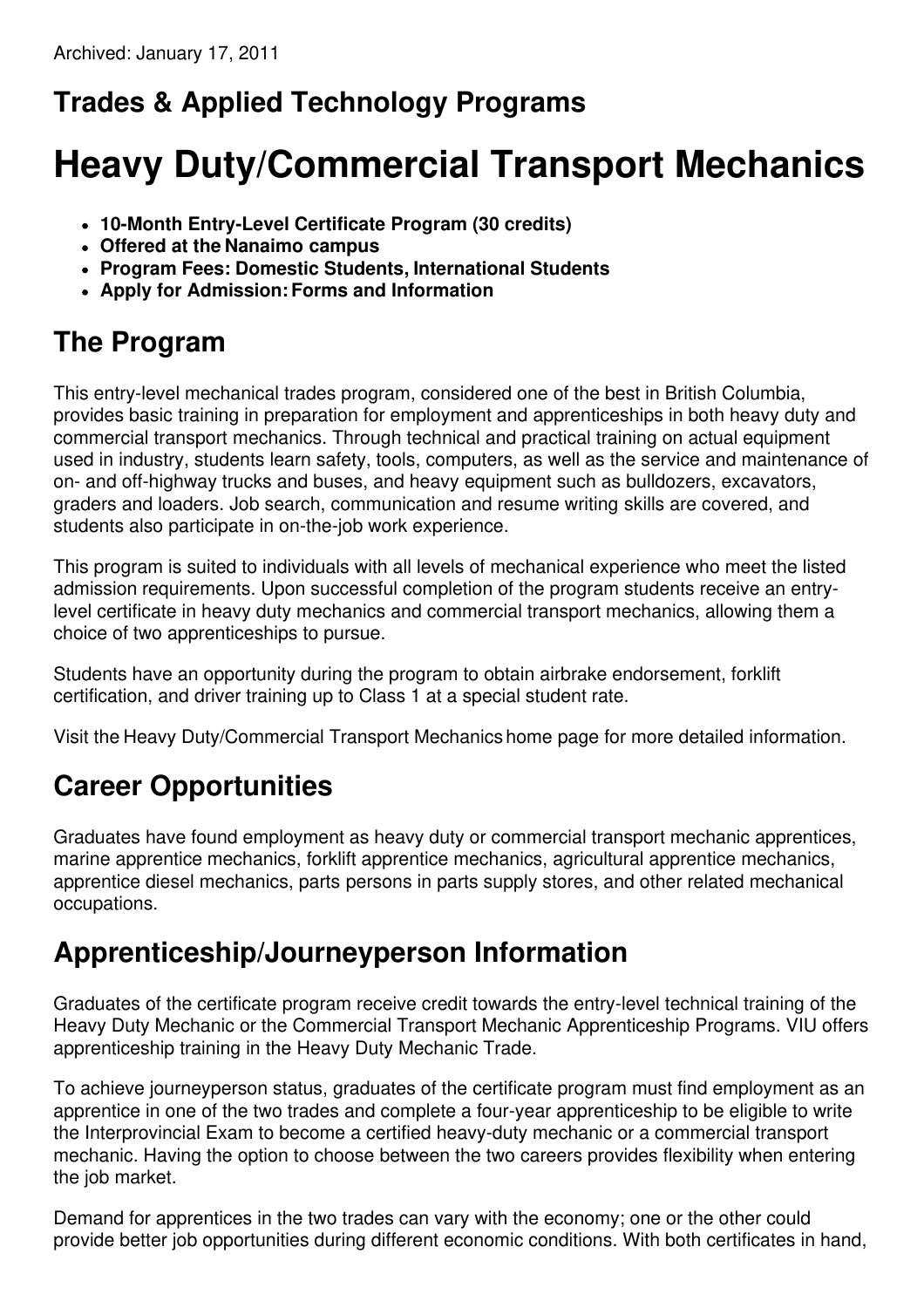Archived: January 17, 2011

## Trades & Applied Technology Programs

# Heavy Duty/Commercial Transport Mechanics

- **10-Month Entry-Level Certificate Program (30 credits)**
- **Offered at the Nanaimo campus**
- **Program Fees: Domestic Students, International Students**
- **Apply for Admission: Forms and Information**

## The Program

This entry-level mechanical trades program, considered one of the best in British Columbia, provides basic training in preparation for employment and apprenticeships in both heavy duty and commercial transport mechanics. Through technical and practical training on actual equipment used in industry, students learn safety, tools, computers, as well as the service and maintenance of on- and off-highway trucks and buses, and heavy equipment such as bulldozers, excavators, graders and loaders. Job search, communication and resume writing skills are covered, and students also participate in on-the-job work experience.

This program is suited to individuals with all levels of mechanical experience who meet the listed admission requirements. Upon successful completion of the program students receive an entry-level certificate in heavy duty mechanics and commercial transport mechanics, allowing them a choice of two apprenticeships to pursue.

Students have an opportunity during the program to obtain airbrake endorsement, forklift certification, and driver training up to Class 1 at a special student rate.

Visit the Heavy Duty/Commercial Transport Mechanics home page for more detailed information.

## Career Opportunities

Graduates have found employment as heavy duty or commercial transport mechanic apprentices, marine apprentice mechanics, forklift apprentice mechanics, agricultural apprentice mechanics, apprentice diesel mechanics, parts persons in parts supply stores, and other related mechanical occupations.

## Apprenticeship/Journeyperson Information

Graduates of the certificate program receive credit towards the entry-level technical training of the Heavy Duty Mechanic or the Commercial Transport Mechanic Apprenticeship Programs. VIU offers apprenticeship training in the Heavy Duty Mechanic Trade.

To achieve journeyperson status, graduates of the certificate program must find employment as an apprentice in one of the two trades and complete a four-year apprenticeship to be eligible to write the Interprovincial Exam to become a certified heavy-duty mechanic or a commercial transport mechanic. Having the option to choose between the two careers provides flexibility when entering the job market.

Demand for apprentices in the two trades can vary with the economy; one or the other could provide better job opportunities during different economic conditions. With both certificates in hand,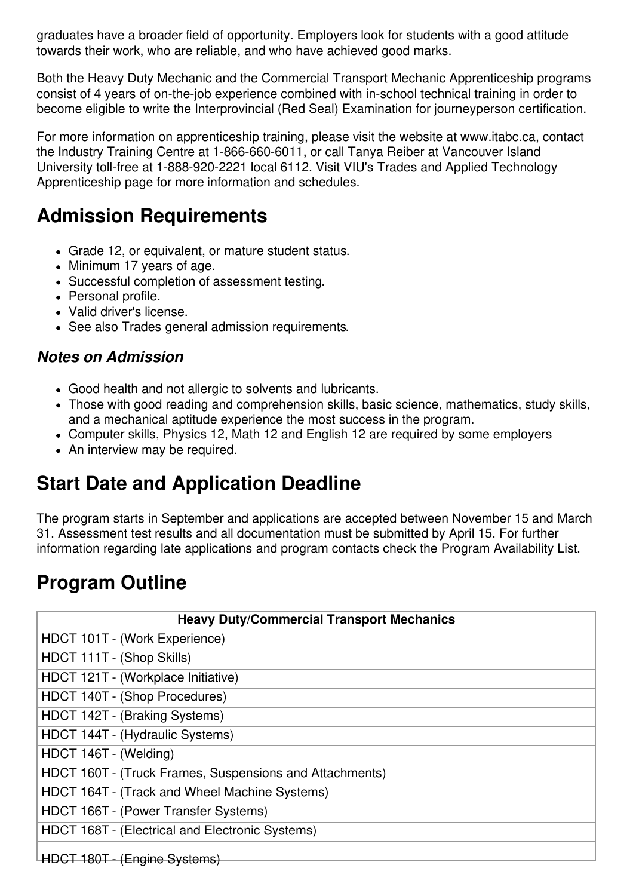graduates have a broader field of opportunity. Employers look for students with a good attitude towards their work, who are reliable, and who have achieved good marks.

Both the Heavy Duty Mechanic and the Commercial Transport Mechanic Apprenticeship programs consist of 4 years of on-the-job experience combined with in-school technical training in order to become eligible to write the Interprovincial (Red Seal) Examination for journeyperson certification.

For more information on apprenticeship training, please visit the website at www.itabc.ca, contact the Industry Training Centre at 1-866-660-6011, or call Tanya Reiber at Vancouver Island University toll-free at 1-888-920-2221 local 6112. Visit VIU's Trades and Applied Technology Apprenticeship page for more information and schedules.

## Admission Requirements

- Grade 12, or equivalent, or mature student status.
- Minimum 17 years of age.
- Successful completion of assessment testing.
- Personal profile.
- Valid driver's license.
- See also Trades general admission requirements.

### *Notes on Admission*

- Good health and not allergic to solvents and lubricants.
- Those with good reading and comprehension skills, basic science, mathematics, study skills, and a mechanical aptitude experience the most success in the program.
- Computer skills, Physics 12, Math 12 and English 12 are required by some employers
- An interview may be required.

## Start Date and Application Deadline

The program starts in September and applications are accepted between November 15 and March 31. Assessment test results and all documentation must be submitted by April 15. For further information regarding late applications and program contacts check the Program Availability List.

## Program Outline

| Heavy Duty/Commercial Transport Mechanics |
| --- |
| HDCT 101T - (Work Experience) |
| HDCT 111T - (Shop Skills) |
| HDCT 121T - (Workplace Initiative) |
| HDCT 140T - (Shop Procedures) |
| HDCT 142T - (Braking Systems) |
| HDCT 144T - (Hydraulic Systems) |
| HDCT 146T - (Welding) |
| HDCT 160T - (Truck Frames, Suspensions and Attachments) |
| HDCT 164T - (Track and Wheel Machine Systems) |
| HDCT 166T - (Power Transfer Systems) |
| HDCT 168T - (Electrical and Electronic Systems) |
| HDCT 180T - (Engine Systems) |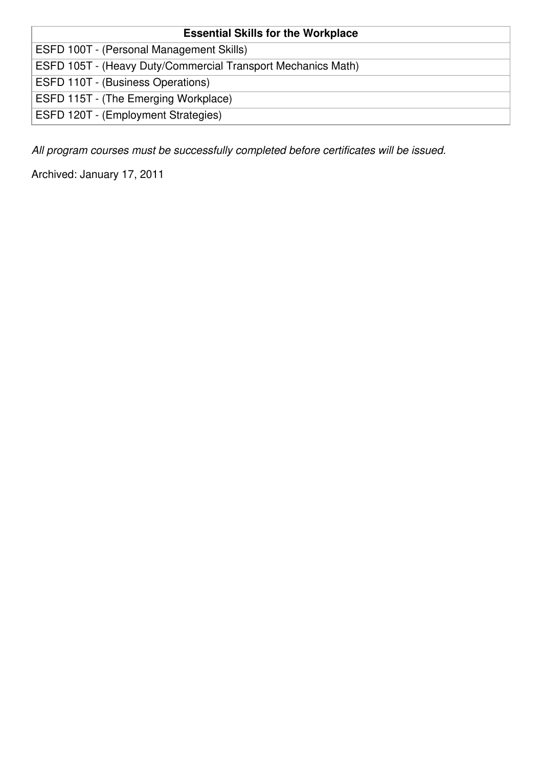| Essential Skills for the Workplace |
| --- |
| ESFD 100T - (Personal Management Skills) |
| ESFD 105T - (Heavy Duty/Commercial Transport Mechanics Math) |
| ESFD 110T - (Business Operations) |
| ESFD 115T - (The Emerging Workplace) |
| ESFD 120T - (Employment Strategies) |

*All program courses must be successfully completed before certificates will be issued.*

Archived: January 17, 2011